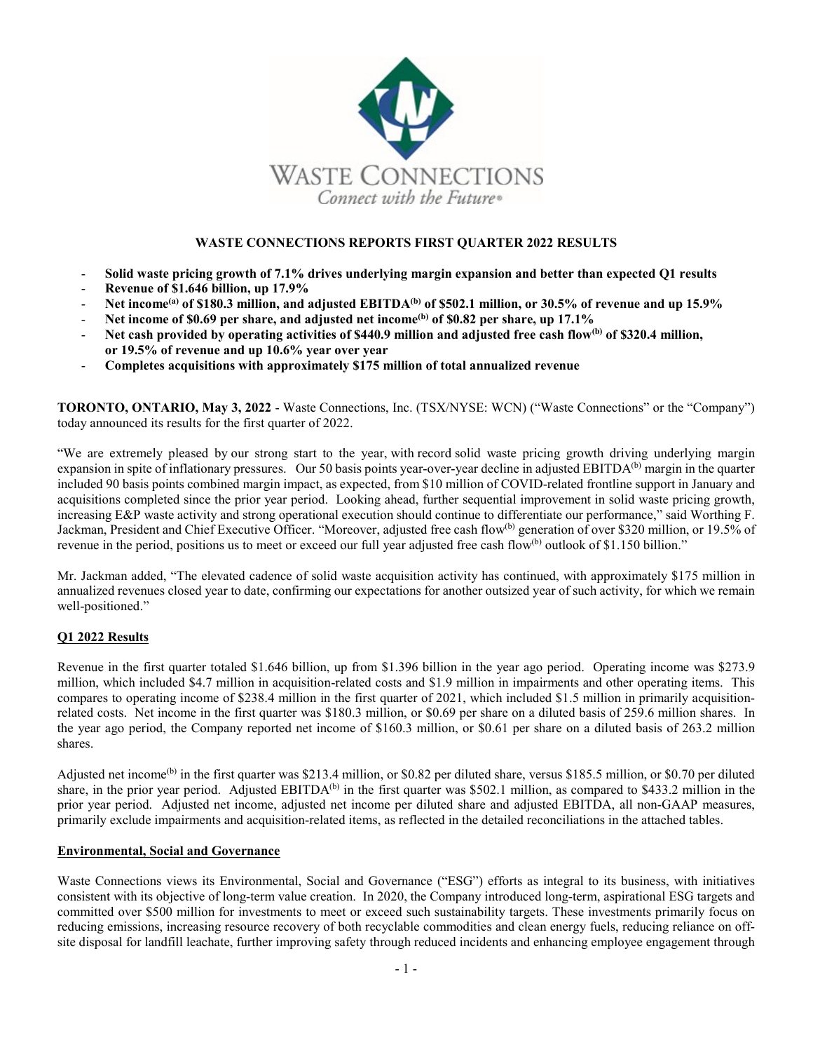WASTE CONNECTIONS

*Connect with the Future®*

# WASTE CONNECTIONS REPORTS FIRST QUARTER 2022 RESULTS

- **Solid waste pricing growth of 7.1% drives underlying margin expansion and better than expected Q1 results**
- **Revenue of $1.646 billion, up 17.9%**
- **Net income[a] of $180.3 million, and adjusted EBITDA[b] of $502.1 million, or 30.5% of revenue and up 15.9%**
- **Net income of $0.69 per share, and adjusted net income[b] of $0.82 per share, up 17.1%**
- **Net cash provided by operating activities of $440.9 million and adjusted free cash flow[b] of $320.4 million, or 19.5% of revenue and up 10.6% year over year**
- **Completes acquisitions with approximately $175 million of total annualized revenue**

**TORONTO, ONTARIO, May 3, 2022** - Waste Connections, Inc. (TSX/NYSE: WCN) ("Waste Connections" or the "Company") today announced its results for the first quarter of 2022.

"We are extremely pleased by our strong start to the year, with record solid waste pricing growth driving underlying margin expansion in spite of inflationary pressures. Our 50 basis points year-over-year decline in adjusted EBITDA[b] margin in the quarter included 90 basis points combined margin impact, as expected, from $10 million of COVID-related frontline support in January and acquisitions completed since the prior year period. Looking ahead, further sequential improvement in solid waste pricing growth, increasing E&P waste activity and strong operational execution should continue to differentiate our performance," said Worthing F. Jackman, President and Chief Executive Officer. "Moreover, adjusted free cash flow[b] generation of over $320 million, or 19.5% of revenue in the period, positions us to meet or exceed our full year adjusted free cash flow[b] outlook of $1.150 billion."

Mr. Jackman added, "The elevated cadence of solid waste acquisition activity has continued, with approximately $175 million in annualized revenues closed year to date, confirming our expectations for another outsized year of such activity, for which we remain well-positioned."

## Q1 2022 Results

Revenue in the first quarter totaled $1.646 billion, up from $1.396 billion in the year ago period. Operating income was $273.9 million, which included $4.7 million in acquisition-related costs and $1.9 million in impairments and other operating items. This compares to operating income of $238.4 million in the first quarter of 2021, which included $1.5 million in primarily acquisition-related costs. Net income in the first quarter was $180.3 million, or $0.69 per share on a diluted basis of 259.6 million shares. In the year ago period, the Company reported net income of $160.3 million, or $0.61 per share on a diluted basis of 263.2 million shares.

Adjusted net income[b] in the first quarter was $213.4 million, or $0.82 per diluted share, versus $185.5 million, or $0.70 per diluted share, in the prior year period. Adjusted EBITDA[b] in the first quarter was $502.1 million, as compared to $433.2 million in the prior year period. Adjusted net income, adjusted net income per diluted share and adjusted EBITDA, all non-GAAP measures, primarily exclude impairments and acquisition-related items, as reflected in the detailed reconciliations in the attached tables.

## Environmental, Social and Governance

Waste Connections views its Environmental, Social and Governance ("ESG") efforts as integral to its business, with initiatives consistent with its objective of long-term value creation. In 2020, the Company introduced long-term, aspirational ESG targets and committed over $500 million for investments to meet or exceed such sustainability targets. These investments primarily focus on reducing emissions, increasing resource recovery of both recyclable commodities and clean energy fuels, reducing reliance on off-site disposal for landfill leachate, further improving safety through reduced incidents and enhancing employee engagement through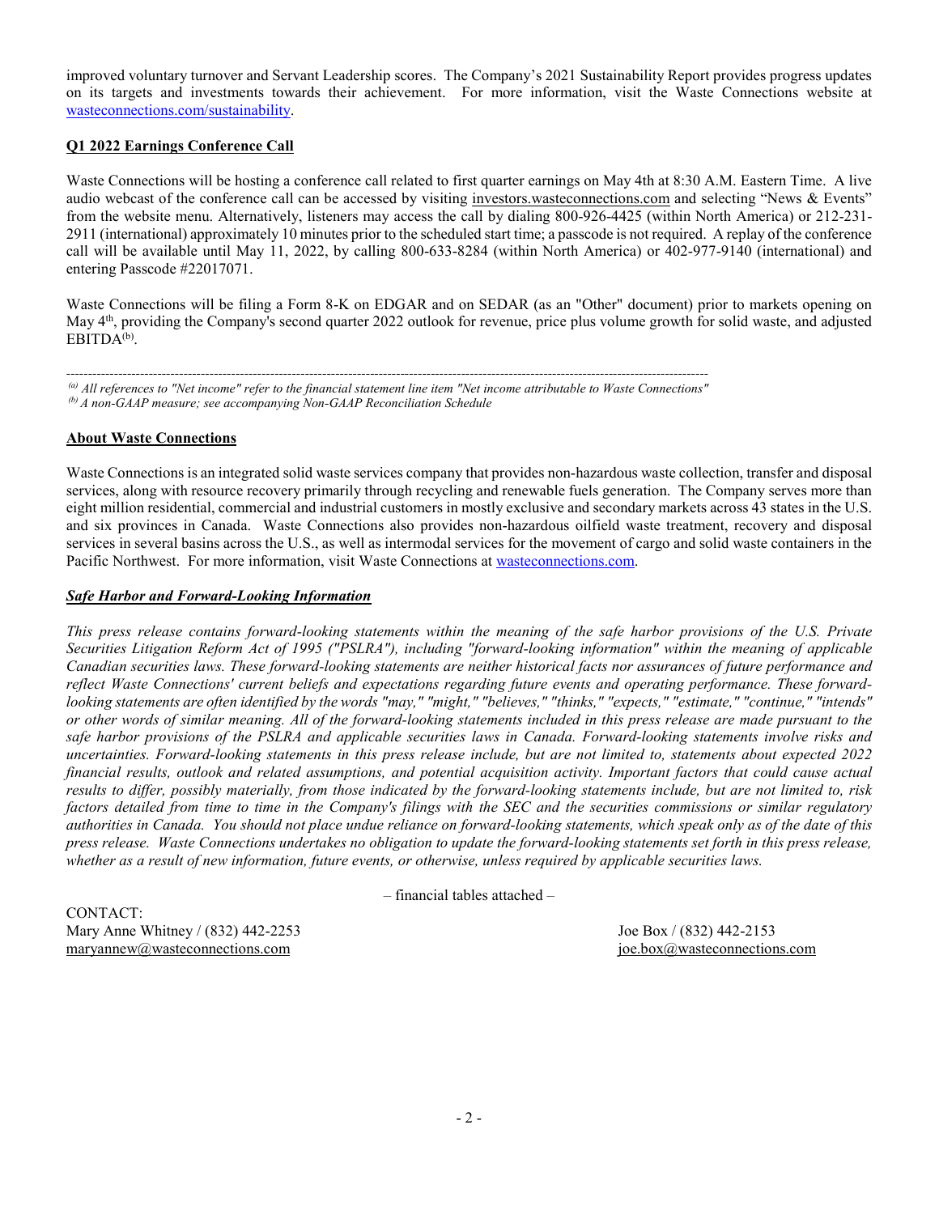improved voluntary turnover and Servant Leadership scores. The Company's 2021 Sustainability Report provides progress updates on its targets and investments towards their achievement. For more information, visit the Waste Connections website at [wasteconnections.com/sustainability](wasteconnections.com/sustainability).

**Q1 2022 Earnings Conference Call**

Waste Connections will be hosting a conference call related to first quarter earnings on May 4th at 8:30 A.M. Eastern Time. A live audio webcast of the conference call can be accessed by visiting investors.wasteconnections.com and selecting "News & Events" from the website menu. Alternatively, listeners may access the call by dialing 800-926-4425 (within North America) or 212-231-2911 (international) approximately 10 minutes prior to the scheduled start time; a passcode is not required. A replay of the conference call will be available until May 11, 2022, by calling 800-633-8284 (within North America) or 402-977-9140 (international) and entering Passcode #22017071.

Waste Connections will be filing a Form 8-K on EDGAR and on SEDAR (as an "Other" document) prior to markets opening on May 4th, providing the Company's second quarter 2022 outlook for revenue, price plus volume growth for solid waste, and adjusted EBITDA[(b)].

---

*[(a)] All references to "Net income" refer to the financial statement line item "Net income attributable to Waste Connections"*
*[(b)] A non-GAAP measure; see accompanying Non-GAAP Reconciliation Schedule*

**About Waste Connections**

Waste Connections is an integrated solid waste services company that provides non-hazardous waste collection, transfer and disposal services, along with resource recovery primarily through recycling and renewable fuels generation. The Company serves more than eight million residential, commercial and industrial customers in mostly exclusive and secondary markets across 43 states in the U.S. and six provinces in Canada. Waste Connections also provides non-hazardous oilfield waste treatment, recovery and disposal services in several basins across the U.S., as well as intermodal services for the movement of cargo and solid waste containers in the Pacific Northwest. For more information, visit Waste Connections at [wasteconnections.com](wasteconnections.com).

***Safe Harbor and Forward-Looking Information***

*This press release contains forward-looking statements within the meaning of the safe harbor provisions of the U.S. Private Securities Litigation Reform Act of 1995 ("PSLRA"), including "forward-looking information" within the meaning of applicable Canadian securities laws. These forward-looking statements are neither historical facts nor assurances of future performance and reflect Waste Connections' current beliefs and expectations regarding future events and operating performance. These forward-looking statements are often identified by the words "may," "might," "believes," "thinks," "expects," "estimate," "continue," "intends" or other words of similar meaning. All of the forward-looking statements included in this press release are made pursuant to the safe harbor provisions of the PSLRA and applicable securities laws in Canada. Forward-looking statements involve risks and uncertainties. Forward-looking statements in this press release include, but are not limited to, statements about expected 2022 financial results, outlook and related assumptions, and potential acquisition activity. Important factors that could cause actual results to differ, possibly materially, from those indicated by the forward-looking statements include, but are not limited to, risk factors detailed from time to time in the Company's filings with the SEC and the securities commissions or similar regulatory authorities in Canada. You should not place undue reliance on forward-looking statements, which speak only as of the date of this press release. Waste Connections undertakes no obligation to update the forward-looking statements set forth in this press release, whether as a result of new information, future events, or otherwise, unless required by applicable securities laws.*

– financial tables attached –

CONTACT:
Mary Anne Whitney / (832) 442-2253
maryannew@wasteconnections.com

Joe Box / (832) 442-2153
joe.box@wasteconnections.com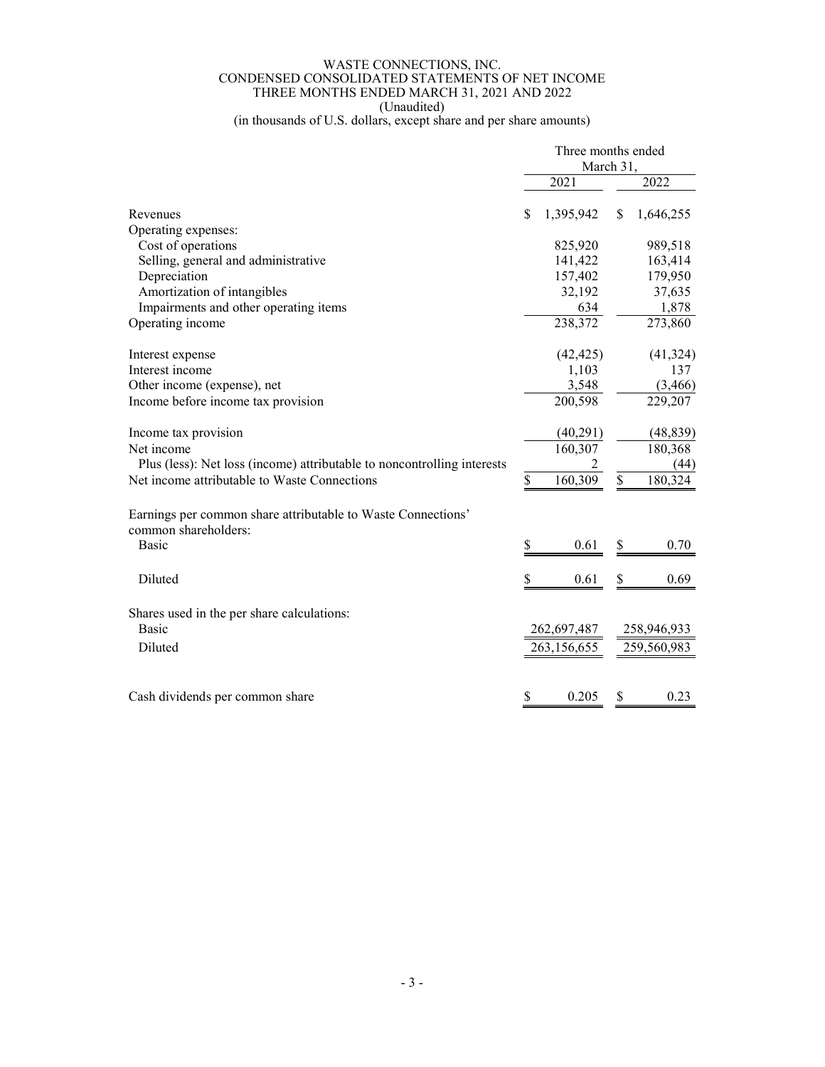WASTE CONNECTIONS, INC.
CONDENSED CONSOLIDATED STATEMENTS OF NET INCOME
THREE MONTHS ENDED MARCH 31, 2021 AND 2022
(Unaudited)
(in thousands of U.S. dollars, except share and per share amounts)

| | Three months ended March 31, | |
|---|---|---|
| | 2021 | 2022 |
| Revenues | $ 1,395,942 | $ 1,646,255 |
| Operating expenses: | | |
| Cost of operations | 825,920 | 989,518 |
| Selling, general and administrative | 141,422 | 163,414 |
| Depreciation | 157,402 | 179,950 |
| Amortization of intangibles | 32,192 | 37,635 |
| Impairments and other operating items | 634 | 1,878 |
| Operating income | 238,372 | 273,860 |
| | | |
| Interest expense | (42,425) | (41,324) |
| Interest income | 1,103 | 137 |
| Other income (expense), net | 3,548 | (3,466) |
| Income before income tax provision | 200,598 | 229,207 |
| | | |
| Income tax provision | (40,291) | (48,839) |
| Net income | 160,307 | 180,368 |
| Plus (less): Net loss (income) attributable to noncontrolling interests | 2 | (44) |
| Net income attributable to Waste Connections | $ 160,309 | $ 180,324 |
| | | |
| Earnings per common share attributable to Waste Connections' common shareholders: | | |
| Basic | $ 0.61 | $ 0.70 |
| Diluted | $ 0.61 | $ 0.69 |
| | | |
| Shares used in the per share calculations: | | |
| Basic | 262,697,487 | 258,946,933 |
| Diluted | 263,156,655 | 259,560,983 |
| | | |
| Cash dividends per common share | $ 0.205 | $ 0.23 |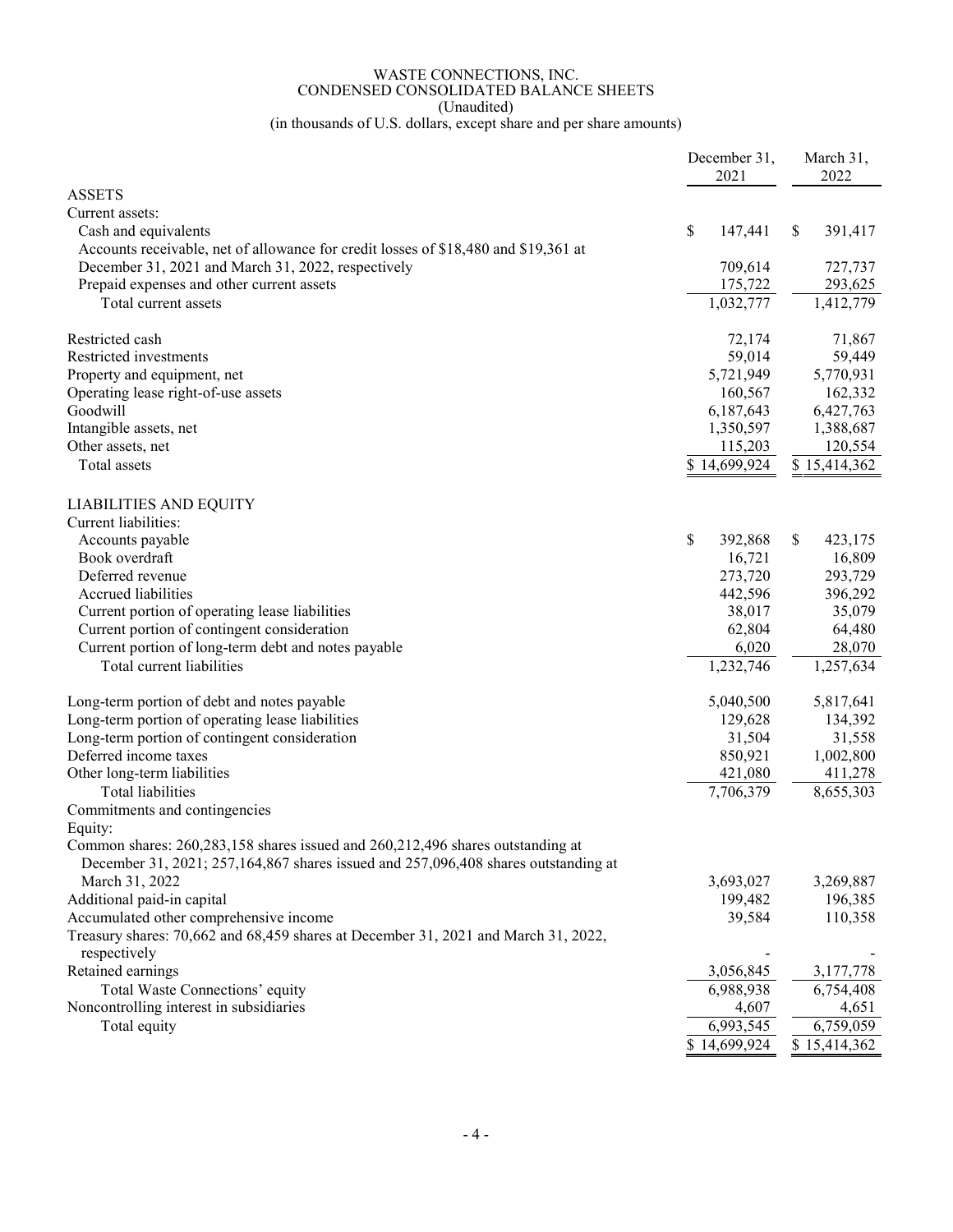WASTE CONNECTIONS, INC.
CONDENSED CONSOLIDATED BALANCE SHEETS
(Unaudited)
(in thousands of U.S. dollars, except share and per share amounts)

| | December 31, 2021 | March 31, 2022 |
|---|---|---|
| **ASSETS** | | |
| Current assets: | | |
| Cash and equivalents | $ 147,441 | $ 391,417 |
| Accounts receivable, net of allowance for credit losses of $18,480 and $19,361 at December 31, 2021 and March 31, 2022, respectively | 709,614 | 727,737 |
| Prepaid expenses and other current assets | 175,722 | 293,625 |
| Total current assets | 1,032,777 | 1,412,779 |
| | | |
| Restricted cash | 72,174 | 71,867 |
| Restricted investments | 59,014 | 59,449 |
| Property and equipment, net | 5,721,949 | 5,770,931 |
| Operating lease right-of-use assets | 160,567 | 162,332 |
| Goodwill | 6,187,643 | 6,427,763 |
| Intangible assets, net | 1,350,597 | 1,388,687 |
| Other assets, net | 115,203 | 120,554 |
| Total assets | $ 14,699,924 | $ 15,414,362 |
| | | |
| **LIABILITIES AND EQUITY** | | |
| Current liabilities: | | |
| Accounts payable | $ 392,868 | $ 423,175 |
| Book overdraft | 16,721 | 16,809 |
| Deferred revenue | 273,720 | 293,729 |
| Accrued liabilities | 442,596 | 396,292 |
| Current portion of operating lease liabilities | 38,017 | 35,079 |
| Current portion of contingent consideration | 62,804 | 64,480 |
| Current portion of long-term debt and notes payable | 6,020 | 28,070 |
| Total current liabilities | 1,232,746 | 1,257,634 |
| | | |
| Long-term portion of debt and notes payable | 5,040,500 | 5,817,641 |
| Long-term portion of operating lease liabilities | 129,628 | 134,392 |
| Long-term portion of contingent consideration | 31,504 | 31,558 |
| Deferred income taxes | 850,921 | 1,002,800 |
| Other long-term liabilities | 421,080 | 411,278 |
| Total liabilities | 7,706,379 | 8,655,303 |
| Commitments and contingencies | | |
| Equity: | | |
| Common shares: 260,283,158 shares issued and 260,212,496 shares outstanding at December 31, 2021; 257,164,867 shares issued and 257,096,408 shares outstanding at March 31, 2022 | 3,693,027 | 3,269,887 |
| Additional paid-in capital | 199,482 | 196,385 |
| Accumulated other comprehensive income | 39,584 | 110,358 |
| Treasury shares: 70,662 and 68,459 shares at December 31, 2021 and March 31, 2022, respectively | - | - |
| Retained earnings | 3,056,845 | 3,177,778 |
| Total Waste Connections' equity | 6,988,938 | 6,754,408 |
| Noncontrolling interest in subsidiaries | 4,607 | 4,651 |
| Total equity | 6,993,545 | 6,759,059 |
| | $ 14,699,924 | $ 15,414,362 |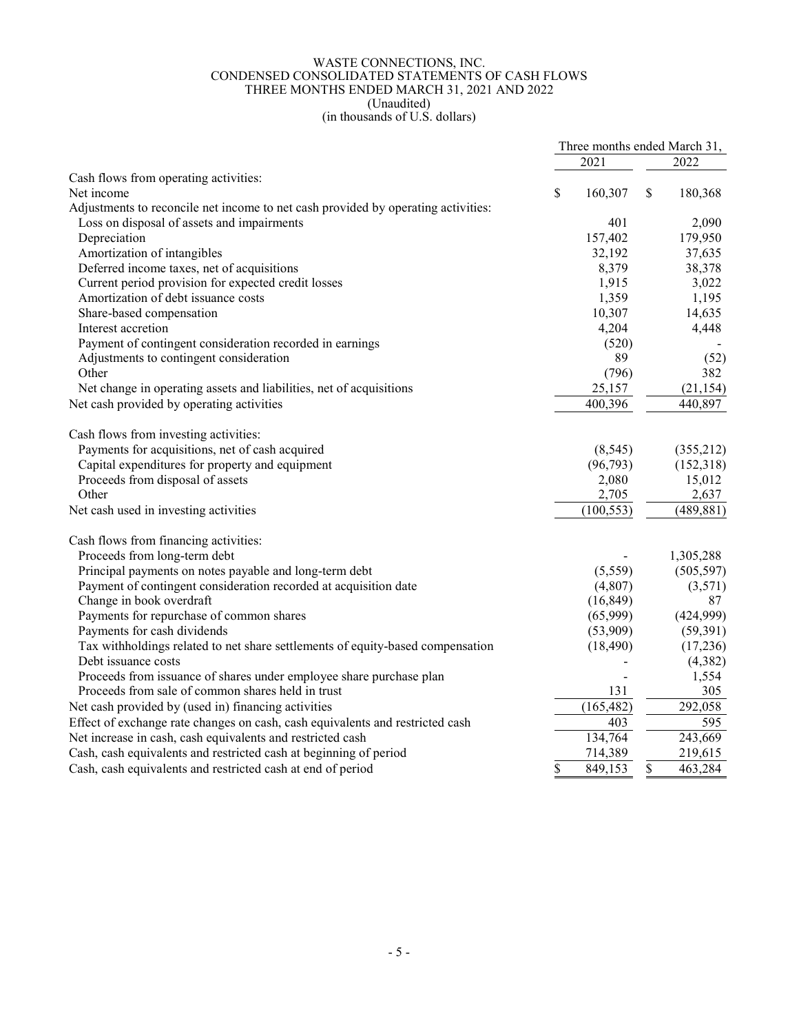WASTE CONNECTIONS, INC.
CONDENSED CONSOLIDATED STATEMENTS OF CASH FLOWS
THREE MONTHS ENDED MARCH 31, 2021 AND 2022
(Unaudited)
(in thousands of U.S. dollars)

| | Three months ended March 31, | |
|---|---|---|
| | 2021 | 2022 |
| Cash flows from operating activities: | | |
| Net income | $ 160,307 | $ 180,368 |
| Adjustments to reconcile net income to net cash provided by operating activities: | | |
| Loss on disposal of assets and impairments | 401 | 2,090 |
| Depreciation | 157,402 | 179,950 |
| Amortization of intangibles | 32,192 | 37,635 |
| Deferred income taxes, net of acquisitions | 8,379 | 38,378 |
| Current period provision for expected credit losses | 1,915 | 3,022 |
| Amortization of debt issuance costs | 1,359 | 1,195 |
| Share-based compensation | 10,307 | 14,635 |
| Interest accretion | 4,204 | 4,448 |
| Payment of contingent consideration recorded in earnings | (520) | - |
| Adjustments to contingent consideration | 89 | (52) |
| Other | (796) | 382 |
| Net change in operating assets and liabilities, net of acquisitions | 25,157 | (21,154) |
| Net cash provided by operating activities | 400,396 | 440,897 |
| | | |
| Cash flows from investing activities: | | |
| Payments for acquisitions, net of cash acquired | (8,545) | (355,212) |
| Capital expenditures for property and equipment | (96,793) | (152,318) |
| Proceeds from disposal of assets | 2,080 | 15,012 |
| Other | 2,705 | 2,637 |
| Net cash used in investing activities | (100,553) | (489,881) |
| | | |
| Cash flows from financing activities: | | |
| Proceeds from long-term debt | - | 1,305,288 |
| Principal payments on notes payable and long-term debt | (5,559) | (505,597) |
| Payment of contingent consideration recorded at acquisition date | (4,807) | (3,571) |
| Change in book overdraft | (16,849) | 87 |
| Payments for repurchase of common shares | (65,999) | (424,999) |
| Payments for cash dividends | (53,909) | (59,391) |
| Tax withholdings related to net share settlements of equity-based compensation | (18,490) | (17,236) |
| Debt issuance costs | - | (4,382) |
| Proceeds from issuance of shares under employee share purchase plan | - | 1,554 |
| Proceeds from sale of common shares held in trust | 131 | 305 |
| Net cash provided by (used in) financing activities | (165,482) | 292,058 |
| Effect of exchange rate changes on cash, cash equivalents and restricted cash | 403 | 595 |
| Net increase in cash, cash equivalents and restricted cash | 134,764 | 243,669 |
| Cash, cash equivalents and restricted cash at beginning of period | 714,389 | 219,615 |
| Cash, cash equivalents and restricted cash at end of period | $ 849,153 | $ 463,284 |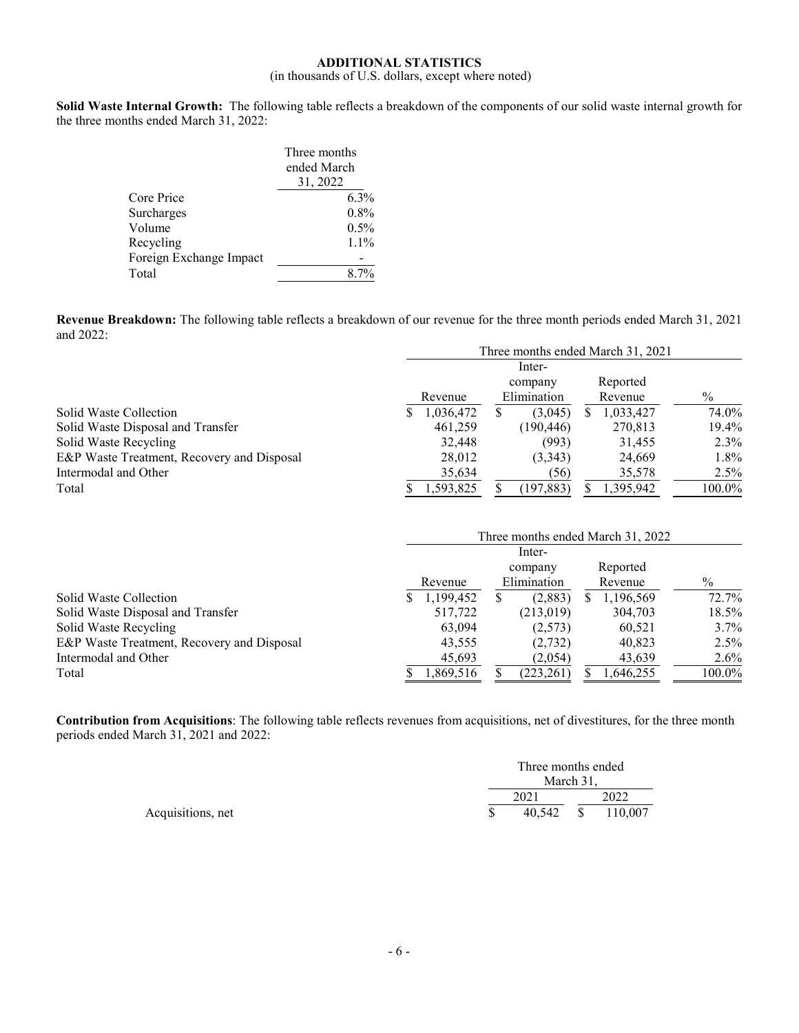## ADDITIONAL STATISTICS

(in thousands of U.S. dollars, except where noted)

**Solid Waste Internal Growth:** The following table reflects a breakdown of the components of our solid waste internal growth for the three months ended March 31, 2022:

| | Three months ended March 31, 2022 |
|---|---|
| Core Price | 6.3% |
| Surcharges | 0.8% |
| Volume | 0.5% |
| Recycling | 1.1% |
| Foreign Exchange Impact | - |
| Total | 8.7% |

**Revenue Breakdown:** The following table reflects a breakdown of our revenue for the three month periods ended March 31, 2021 and 2022:

| | Three months ended March 31, 2021 | | | |
|---|---|---|---|---|
| | Revenue | Inter-company Elimination | Reported Revenue | % |
| Solid Waste Collection | $ 1,036,472 | $ (3,045) | $ 1,033,427 | 74.0% |
| Solid Waste Disposal and Transfer | 461,259 | (190,446) | 270,813 | 19.4% |
| Solid Waste Recycling | 32,448 | (993) | 31,455 | 2.3% |
| E&P Waste Treatment, Recovery and Disposal | 28,012 | (3,343) | 24,669 | 1.8% |
| Intermodal and Other | 35,634 | (56) | 35,578 | 2.5% |
| Total | $ 1,593,825 | $ (197,883) | $ 1,395,942 | 100.0% |

| | Three months ended March 31, 2022 | | | |
|---|---|---|---|---|
| | Revenue | Inter-company Elimination | Reported Revenue | % |
| Solid Waste Collection | $ 1,199,452 | $ (2,883) | $ 1,196,569 | 72.7% |
| Solid Waste Disposal and Transfer | 517,722 | (213,019) | 304,703 | 18.5% |
| Solid Waste Recycling | 63,094 | (2,573) | 60,521 | 3.7% |
| E&P Waste Treatment, Recovery and Disposal | 43,555 | (2,732) | 40,823 | 2.5% |
| Intermodal and Other | 45,693 | (2,054) | 43,639 | 2.6% |
| Total | $ 1,869,516 | $ (223,261) | $ 1,646,255 | 100.0% |

**Contribution from Acquisitions**: The following table reflects revenues from acquisitions, net of divestitures, for the three month periods ended March 31, 2021 and 2022:

| | Three months ended March 31, | |
|---|---|---|
| | 2021 | 2022 |
| Acquisitions, net | $ 40,542 | $ 110,007 |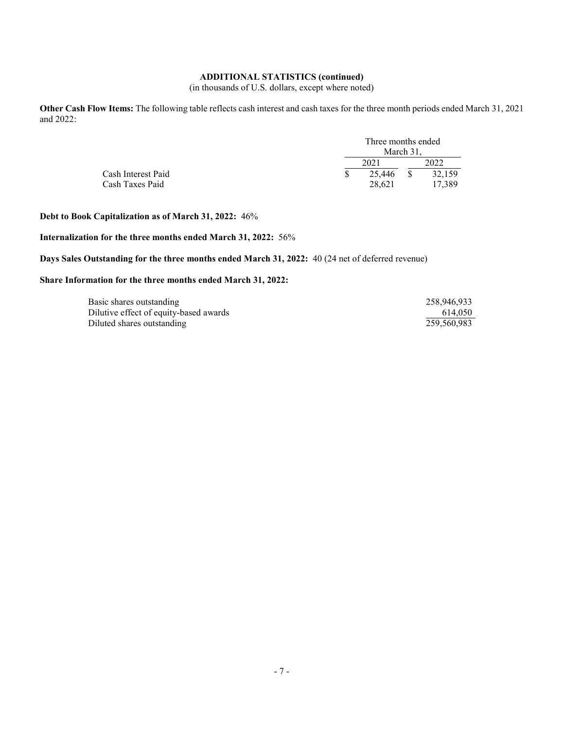**ADDITIONAL STATISTICS (continued)**

(in thousands of U.S. dollars, except where noted)

**Other Cash Flow Items:** The following table reflects cash interest and cash taxes for the three month periods ended March 31, 2021 and 2022:

| | Three months ended March 31, | |
|---|---|---|
| | 2021 | 2022 |
| Cash Interest Paid | $ 25,446 | $ 32,159 |
| Cash Taxes Paid | 28,621 | 17,389 |

**Debt to Book Capitalization as of March 31, 2022:** 46%

**Internalization for the three months ended March 31, 2022:** 56%

**Days Sales Outstanding for the three months ended March 31, 2022:** 40 (24 net of deferred revenue)

**Share Information for the three months ended March 31, 2022:**

| | |
|---|---|
| Basic shares outstanding | 258,946,933 |
| Dilutive effect of equity-based awards | 614,050 |
| Diluted shares outstanding | 259,560,983 |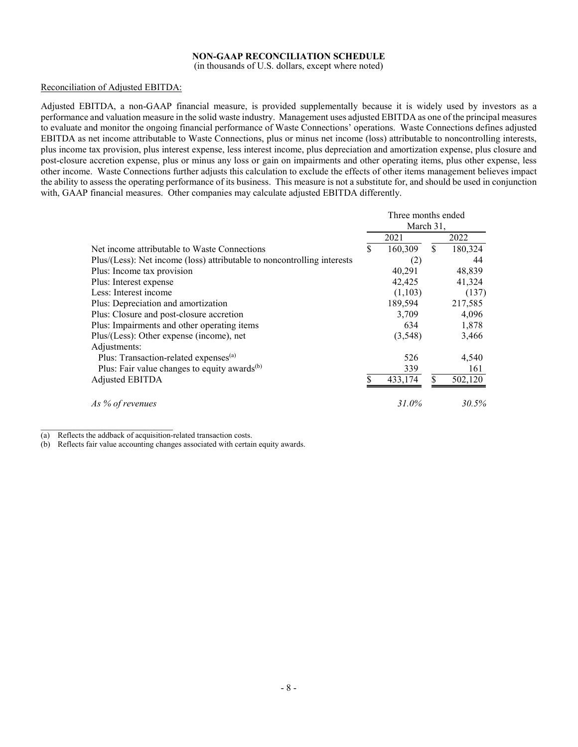**NON-GAAP RECONCILIATION SCHEDULE**
(in thousands of U.S. dollars, except where noted)

Reconciliation of Adjusted EBITDA:

Adjusted EBITDA, a non-GAAP financial measure, is provided supplementally because it is widely used by investors as a performance and valuation measure in the solid waste industry. Management uses adjusted EBITDA as one of the principal measures to evaluate and monitor the ongoing financial performance of Waste Connections' operations. Waste Connections defines adjusted EBITDA as net income attributable to Waste Connections, plus or minus net income (loss) attributable to noncontrolling interests, plus income tax provision, plus interest expense, less interest income, plus depreciation and amortization expense, plus closure and post-closure accretion expense, plus or minus any loss or gain on impairments and other operating items, plus other expense, less other income. Waste Connections further adjusts this calculation to exclude the effects of other items management believes impact the ability to assess the operating performance of its business. This measure is not a substitute for, and should be used in conjunction with, GAAP financial measures. Other companies may calculate adjusted EBITDA differently.

| | Three months ended March 31, | |
|---|---|---|
| | 2021 | 2022 |
| Net income attributable to Waste Connections | $ 160,309 | $ 180,324 |
| Plus/(Less): Net income (loss) attributable to noncontrolling interests | (2) | 44 |
| Plus: Income tax provision | 40,291 | 48,839 |
| Plus: Interest expense | 42,425 | 41,324 |
| Less: Interest income | (1,103) | (137) |
| Plus: Depreciation and amortization | 189,594 | 217,585 |
| Plus: Closure and post-closure accretion | 3,709 | 4,096 |
| Plus: Impairments and other operating items | 634 | 1,878 |
| Plus/(Less): Other expense (income), net | (3,548) | 3,466 |
| Adjustments: | | |
| Plus: Transaction-related expenses[(a)] | 526 | 4,540 |
| Plus: Fair value changes to equity awards[(b)] | 339 | 161 |
| Adjusted EBITDA | $ 433,174 | $ 502,120 |
| *As % of revenues* | *31.0%* | *30.5%* |

(a) Reflects the addback of acquisition-related transaction costs.

(b) Reflects fair value accounting changes associated with certain equity awards.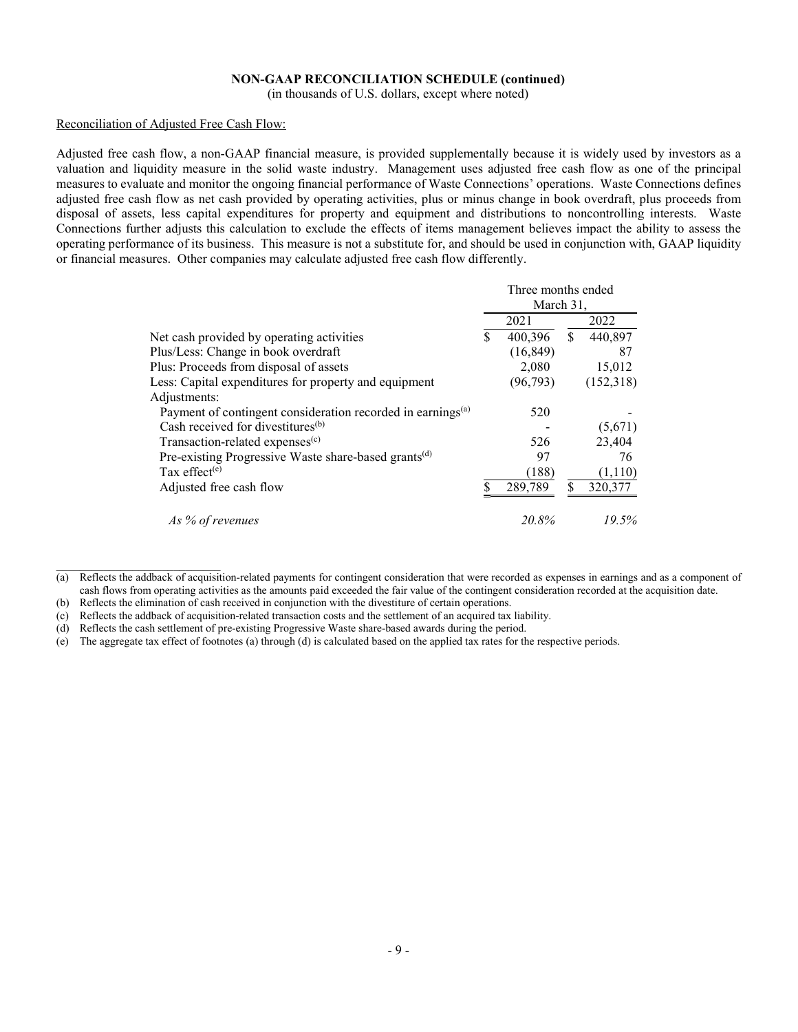**NON-GAAP RECONCILIATION SCHEDULE (continued)**
(in thousands of U.S. dollars, except where noted)

Reconciliation of Adjusted Free Cash Flow:

Adjusted free cash flow, a non-GAAP financial measure, is provided supplementally because it is widely used by investors as a valuation and liquidity measure in the solid waste industry. Management uses adjusted free cash flow as one of the principal measures to evaluate and monitor the ongoing financial performance of Waste Connections' operations. Waste Connections defines adjusted free cash flow as net cash provided by operating activities, plus or minus change in book overdraft, plus proceeds from disposal of assets, less capital expenditures for property and equipment and distributions to noncontrolling interests. Waste Connections further adjusts this calculation to exclude the effects of items management believes impact the ability to assess the operating performance of its business. This measure is not a substitute for, and should be used in conjunction with, GAAP liquidity or financial measures. Other companies may calculate adjusted free cash flow differently.

| | Three months ended March 31, | |
|---|---|---|
| | 2021 | 2022 |
| Net cash provided by operating activities | $ 400,396 | $ 440,897 |
| Plus/Less: Change in book overdraft | (16,849) | 87 |
| Plus: Proceeds from disposal of assets | 2,080 | 15,012 |
| Less: Capital expenditures for property and equipment | (96,793) | (152,318) |
| Adjustments: | | |
| Payment of contingent consideration recorded in earnings[(a)] | 520 | - |
| Cash received for divestitures[(b)] | - | (5,671) |
| Transaction-related expenses[(c)] | 526 | 23,404 |
| Pre-existing Progressive Waste share-based grants[(d)] | 97 | 76 |
| Tax effect[(e)] | (188) | (1,110) |
| Adjusted free cash flow | $ 289,789 | $ 320,377 |
| *As % of revenues* | *20.8%* | *19.5%* |

(a) Reflects the addback of acquisition-related payments for contingent consideration that were recorded as expenses in earnings and as a component of cash flows from operating activities as the amounts paid exceeded the fair value of the contingent consideration recorded at the acquisition date.
(b) Reflects the elimination of cash received in conjunction with the divestiture of certain operations.
(c) Reflects the addback of acquisition-related transaction costs and the settlement of an acquired tax liability.
(d) Reflects the cash settlement of pre-existing Progressive Waste share-based awards during the period.
(e) The aggregate tax effect of footnotes (a) through (d) is calculated based on the applied tax rates for the respective periods.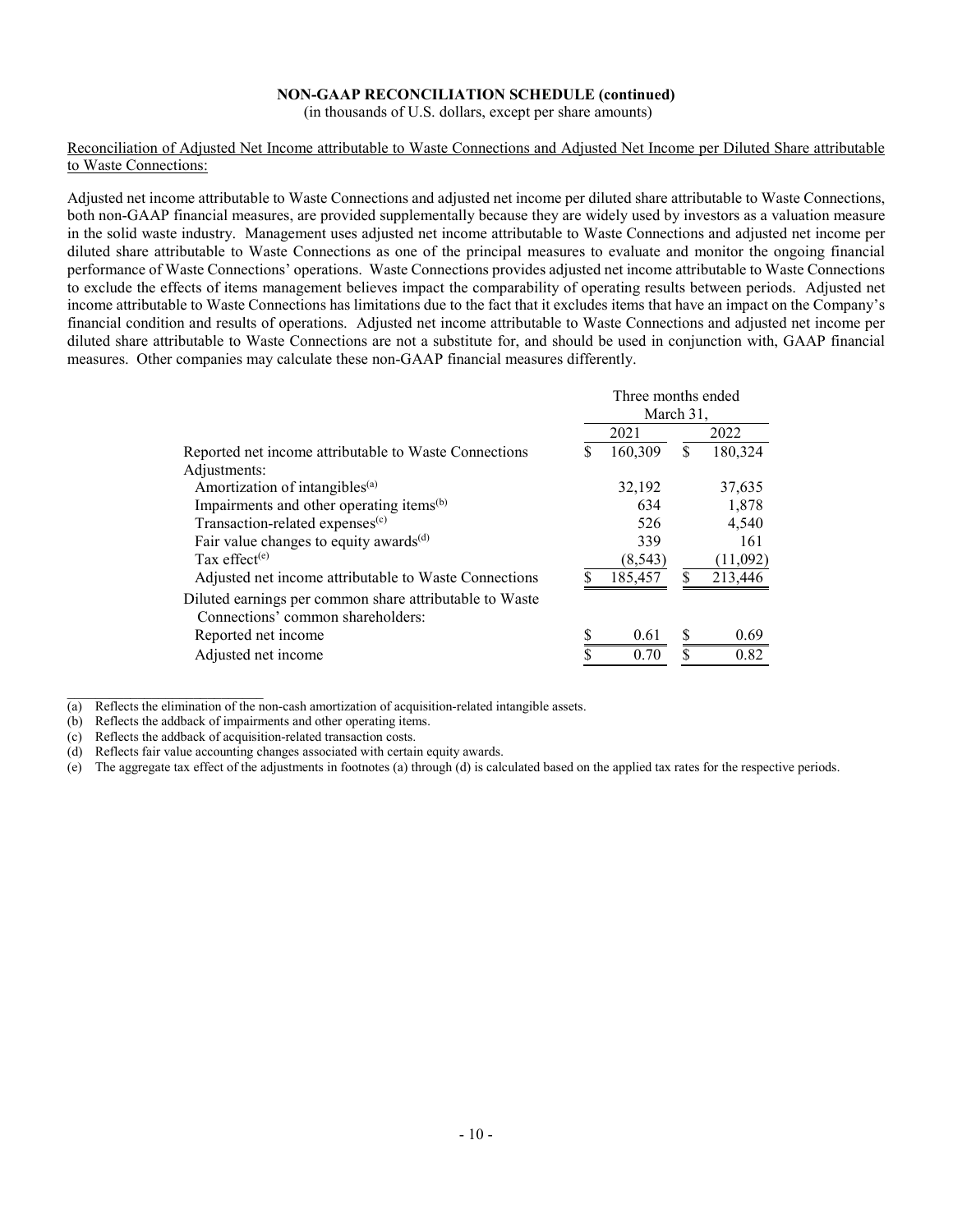**NON-GAAP RECONCILIATION SCHEDULE (continued)**

(in thousands of U.S. dollars, except per share amounts)

Reconciliation of Adjusted Net Income attributable to Waste Connections and Adjusted Net Income per Diluted Share attributable to Waste Connections:

Adjusted net income attributable to Waste Connections and adjusted net income per diluted share attributable to Waste Connections, both non-GAAP financial measures, are provided supplementally because they are widely used by investors as a valuation measure in the solid waste industry. Management uses adjusted net income attributable to Waste Connections and adjusted net income per diluted share attributable to Waste Connections as one of the principal measures to evaluate and monitor the ongoing financial performance of Waste Connections' operations. Waste Connections provides adjusted net income attributable to Waste Connections to exclude the effects of items management believes impact the comparability of operating results between periods. Adjusted net income attributable to Waste Connections has limitations due to the fact that it excludes items that have an impact on the Company's financial condition and results of operations. Adjusted net income attributable to Waste Connections and adjusted net income per diluted share attributable to Waste Connections are not a substitute for, and should be used in conjunction with, GAAP financial measures. Other companies may calculate these non-GAAP financial measures differently.

| | Three months ended March 31, 2021 | Three months ended March 31, 2022 |
|---|---|---|
| Reported net income attributable to Waste Connections | $ 160,309 | $ 180,324 |
| Adjustments: | | |
| Amortization of intangibles[(a)] | 32,192 | 37,635 |
| Impairments and other operating items[(b)] | 634 | 1,878 |
| Transaction-related expenses[(c)] | 526 | 4,540 |
| Fair value changes to equity awards[(d)] | 339 | 161 |
| Tax effect[(e)] | (8,543) | (11,092) |
| Adjusted net income attributable to Waste Connections | $ 185,457 | $ 213,446 |
| Diluted earnings per common share attributable to Waste Connections' common shareholders: | | |
| Reported net income | $ 0.61 | $ 0.69 |
| Adjusted net income | $ 0.70 | $ 0.82 |

(a) Reflects the elimination of the non-cash amortization of acquisition-related intangible assets.

(b) Reflects the addback of impairments and other operating items.

(c) Reflects the addback of acquisition-related transaction costs.

(d) Reflects fair value accounting changes associated with certain equity awards.

(e) The aggregate tax effect of the adjustments in footnotes (a) through (d) is calculated based on the applied tax rates for the respective periods.